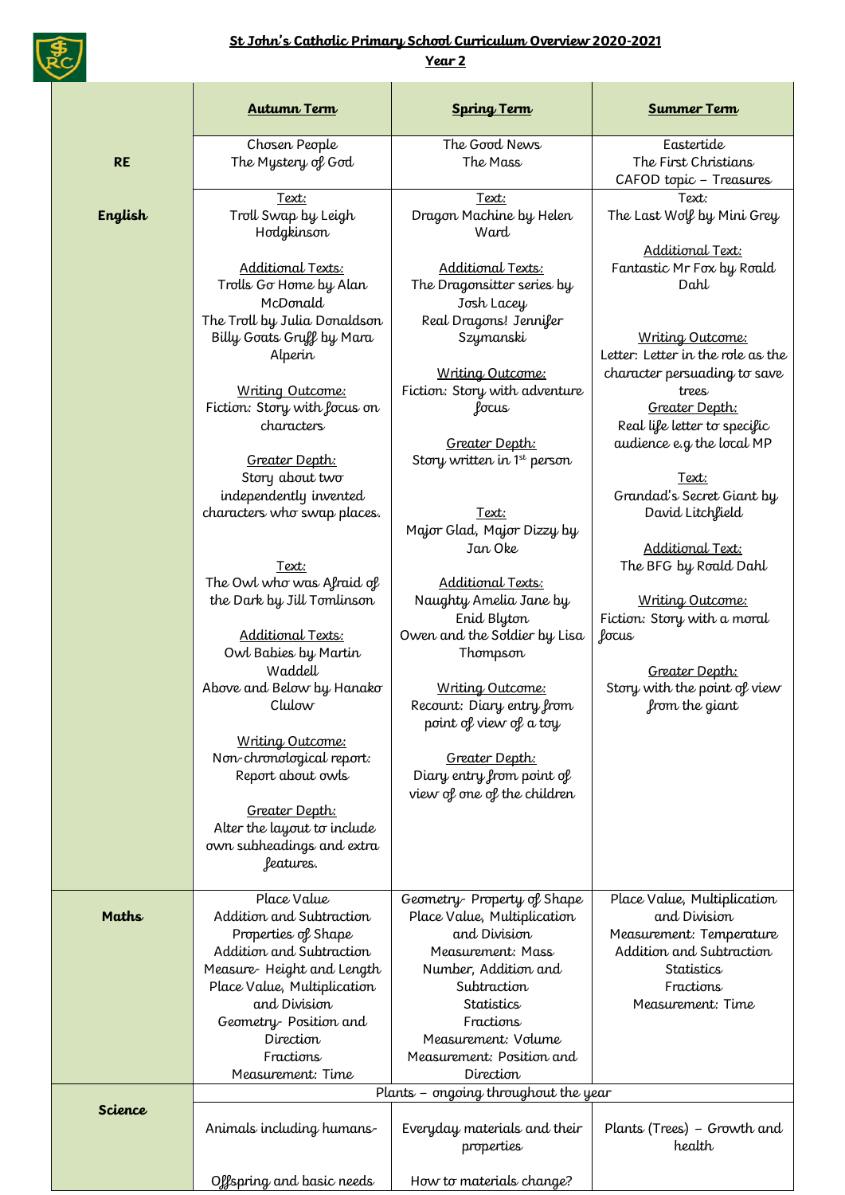**St John's Catholic Primary School Curriculum Overview 2020-2021**

**Year 2**

| | Autumn Term | Spring Term | Summer Term |
|---|---|---|---|
| **RE** | Chosen People<br>The Mystery of God | The Good News<br>The Mass | Eastertide<br>The First Christians<br>CAFOD topic – Treasures |
| **English** | Text:<br>Troll Swap by Leigh Hodgkinson<br><br>Additional Texts:<br>Trolls Go Home by Alan McDonald<br>The Troll by Julia Donaldson<br>Billy Goats Gruff by Mara Alperin<br><br>Writing Outcome:<br>Fiction: Story with focus on characters<br><br>Greater Depth:<br>Story about two independently invented characters who swap places.<br><br>Text:<br>The Owl who was Afraid of the Dark by Jill Tomlinson<br><br>Additional Texts:<br>Owl Babies by Martin Waddell<br>Above and Below by Hanako Clulow<br><br>Writing Outcome:<br>Non-chronological report: Report about owls<br><br>Greater Depth:<br>Alter the layout to include own subheadings and extra features. | Text:<br>Dragon Machine by Helen Ward<br><br>Additional Texts:<br>The Dragonsitter series by Josh Lacey<br>Real Dragons! Jennifer Szymanski<br><br>Writing Outcome:<br>Fiction: Story with adventure focus<br><br>Greater Depth:<br>Story written in 1st person<br><br>Text:<br>Major Glad, Major Dizzy by Jan Oke<br><br>Additional Texts:<br>Naughty Amelia Jane by Enid Blyton<br>Owen and the Soldier by Lisa Thompson<br><br>Writing Outcome:<br>Recount: Diary entry from point of view of a toy<br><br>Greater Depth:<br>Diary entry from point of view of one of the children | Text:<br>The Last Wolf by Mini Grey<br><br>Additional Text:<br>Fantastic Mr Fox by Roald Dahl<br><br>Writing Outcome:<br>Letter: Letter in the role as the character persuading to save trees<br>Greater Depth:<br>Real life letter to specific audience e.g the local MP<br><br>Text:<br>Grandad's Secret Giant by David Litchfield<br><br>Additional Text:<br>The BFG by Roald Dahl<br><br>Writing Outcome:<br>Fiction: Story with a moral focus<br><br>Greater Depth:<br>Story with the point of view from the giant |
| **Maths** | Place Value<br>Addition and Subtraction<br>Properties of Shape<br>Addition and Subtraction<br>Measure- Height and Length<br>Place Value, Multiplication and Division<br>Geometry- Position and Direction<br>Fractions<br>Measurement: Time | Geometry- Property of Shape<br>Place Value, Multiplication and Division<br>Measurement: Mass<br>Number, Addition and Subtraction<br>Statistics<br>Fractions<br>Measurement: Volume<br>Measurement: Position and Direction | Place Value, Multiplication and Division<br>Measurement: Temperature<br>Addition and Subtraction<br>Statistics<br>Fractions<br>Measurement: Time |
| **Science** | Plants – ongoing throughout the year | | |
| | Animals including humans-<br><br>Offspring and basic needs | Everyday materials and their properties<br><br>How to materials change? | Plants (Trees) – Growth and health |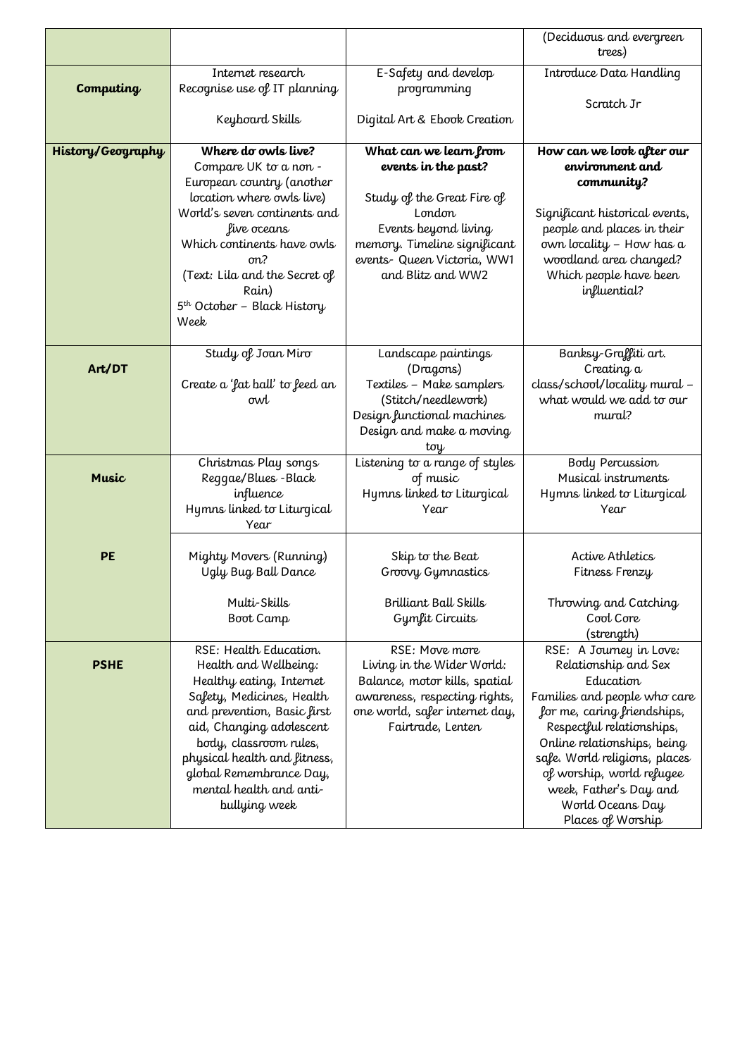| | | | |
|---|---|---|---|
| | | | (Deciduous and evergreen trees) |
| **Computing** | Internet research<br>Recognise use of IT planning<br><br>Keyboard Skills | E-Safety and develop programming<br><br>Digital Art & Ebook Creation | Introduce Data Handling<br><br>Scratch Jr |
| **History/Geography** | **Where do owls live?**<br>Compare UK to a non - European country (another location where owls live)<br>World's seven continents and five oceans<br>Which continents have owls on?<br>(Text: Lila and the Secret of Rain)<br>5th October – Black History Week | **What can we learn from events in the past?**<br><br>Study of the Great Fire of London<br>Events beyond living memory. Timeline significant events- Queen Victoria, WW1 and Blitz and WW2 | **How can we look after our environment and community?**<br><br>Significant historical events, people and places in their own locality – How has a woodland area changed?<br>Which people have been influential? |
| **Art/DT** | Study of Joan Miro<br><br>Create a 'fat ball' to feed an owl | Landscape paintings (Dragons)<br>Textiles – Make samplers (Stitch/needlework)<br>Design functional machines<br>Design and make a moving toy | Banksy-Graffiti art.<br>Creating a class/school/locality mural – what would we add to our mural? |
| **Music** | Christmas Play songs<br>Reggae/Blues -Black influence<br>Hymns linked to Liturgical Year | Listening to a range of styles of music<br>Hymns linked to Liturgical Year | Body Percussion<br>Musical instruments<br>Hymns linked to Liturgical Year |
| **PE** | Mighty Movers (Running)<br>Ugly Bug Ball Dance<br><br>Multi-Skills<br>Boot Camp | Skip to the Beat<br>Groovy Gymnastics<br><br>Brilliant Ball Skills<br>Gymfit Circuits | Active Athletics<br>Fitness Frenzy<br><br>Throwing and Catching<br>Cool Core<br>(strength) |
| **PSHE** | RSE: Health Education.<br>Health and Wellbeing:<br>Healthy eating, Internet Safety, Medicines, Health and prevention, Basic first aid, Changing adolescent body, classroom rules, physical health and fitness, global Remembrance Day, mental health and anti-bullying week | RSE: Move more<br>Living in the Wider World:<br>Balance, motor kills, spatial awareness, respecting rights, one world, safer internet day, Fairtrade, Lenten | RSE: A Journey in Love: Relationship and Sex Education<br>Families and people who care for me, caring friendships, Respectful relationships, Online relationships, being safe. World religions, places of worship, world refugee week, Father's Day and World Oceans Day<br>Places of Worship |